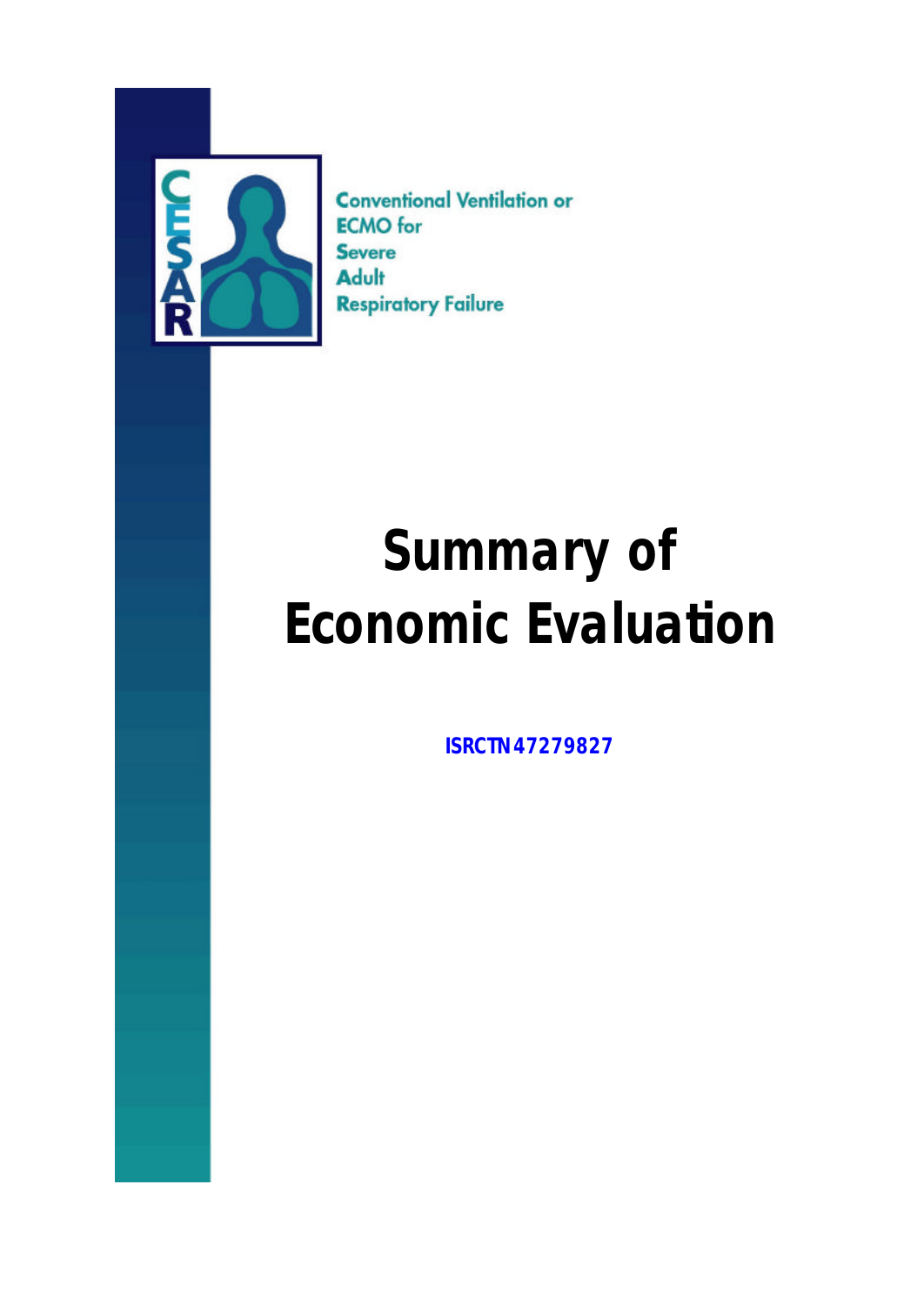CESAR

Conventional Ventilation or
ECMO for
Severe
Adult
Respiratory Failure

# Summary of Economic Evaluation

**ISRCTN47279827**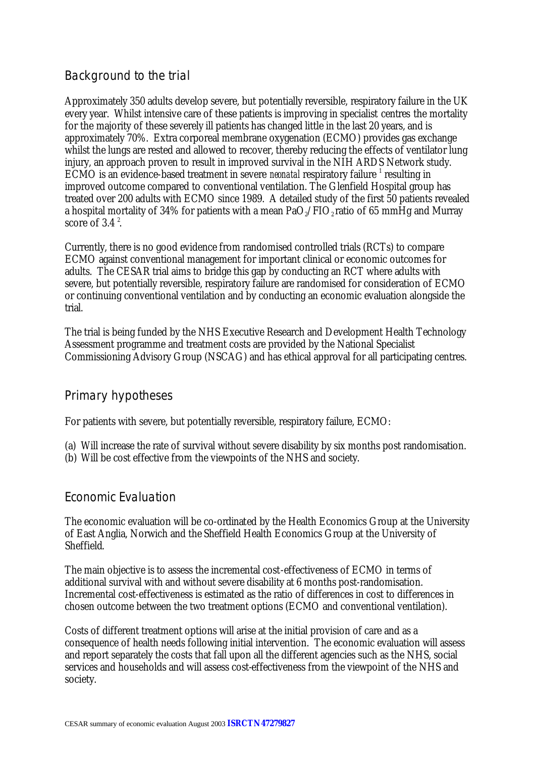## Background to the trial

Approximately 350 adults develop severe, but potentially reversible, respiratory failure in the UK every year. Whilst intensive care of these patients is improving in specialist centres the mortality for the majority of these severely ill patients has changed little in the last 20 years, and is approximately 70%. Extra corporeal membrane oxygenation (ECMO) provides gas exchange whilst the lungs are rested and allowed to recover, thereby reducing the effects of ventilator lung injury, an approach proven to result in improved survival in the NIH ARDS Network study. ECMO is an evidence-based treatment in severe *neonatal* respiratory failure [1] resulting in improved outcome compared to conventional ventilation. The Glenfield Hospital group has treated over 200 adults with ECMO since 1989. A detailed study of the first 50 patients revealed a hospital mortality of 34% for patients with a mean $PaO_2/FIO_2$ ratio of 65 mmHg and Murray score of 3.4 [2].

Currently, there is no good evidence from randomised controlled trials (RCTs) to compare ECMO against conventional management for important clinical or economic outcomes for adults. The CESAR trial aims to bridge this gap by conducting an RCT where adults with severe, but potentially reversible, respiratory failure are randomised for consideration of ECMO or continuing conventional ventilation and by conducting an economic evaluation alongside the trial.

The trial is being funded by the NHS Executive Research and Development Health Technology Assessment programme and treatment costs are provided by the National Specialist Commissioning Advisory Group (NSCAG) and has ethical approval for all participating centres.

## Primary hypotheses

For patients with severe, but potentially reversible, respiratory failure, ECMO:

(a) Will increase the rate of survival without severe disability by six months post randomisation.
(b) Will be cost effective from the viewpoints of the NHS and society.

## Economic Evaluation

The economic evaluation will be co-ordinated by the Health Economics Group at the University of East Anglia, Norwich and the Sheffield Health Economics Group at the University of Sheffield.

The main objective is to assess the incremental cost-effectiveness of ECMO in terms of additional survival with and without severe disability at 6 months post-randomisation. Incremental cost-effectiveness is estimated as the ratio of differences in cost to differences in chosen outcome between the two treatment options (ECMO and conventional ventilation).

Costs of different treatment options will arise at the initial provision of care and as a consequence of health needs following initial intervention. The economic evaluation will assess and report separately the costs that fall upon all the different agencies such as the NHS, social services and households and will assess cost-effectiveness from the viewpoint of the NHS and society.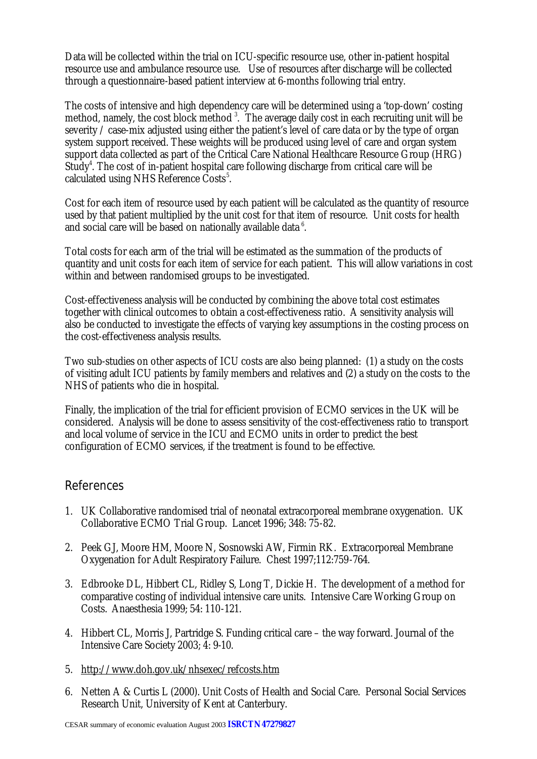Data will be collected within the trial on ICU-specific resource use, other in-patient hospital resource use and ambulance resource use. Use of resources after discharge will be collected through a questionnaire-based patient interview at 6-months following trial entry.

The costs of intensive and high dependency care will be determined using a 'top-down' costing method, namely, the cost block method [3]. The average daily cost in each recruiting unit will be severity / case-mix adjusted using either the patient's level of care data or by the type of organ system support received. These weights will be produced using level of care and organ system support data collected as part of the Critical Care National Healthcare Resource Group (HRG) Study[4]. The cost of in-patient hospital care following discharge from critical care will be calculated using NHS Reference Costs[5].

Cost for each item of resource used by each patient will be calculated as the quantity of resource used by that patient multiplied by the unit cost for that item of resource. Unit costs for health and social care will be based on nationally available data [6].

Total costs for each arm of the trial will be estimated as the summation of the products of quantity and unit costs for each item of service for each patient. This will allow variations in cost within and between randomised groups to be investigated.

Cost-effectiveness analysis will be conducted by combining the above total cost estimates together with clinical outcomes to obtain a cost-effectiveness ratio. A sensitivity analysis will also be conducted to investigate the effects of varying key assumptions in the costing process on the cost-effectiveness analysis results.

Two sub-studies on other aspects of ICU costs are also being planned: (1) a study on the costs of visiting adult ICU patients by family members and relatives and (2) a study on the costs to the NHS of patients who die in hospital.

Finally, the implication of the trial for efficient provision of ECMO services in the UK will be considered. Analysis will be done to assess sensitivity of the cost-effectiveness ratio to transport and local volume of service in the ICU and ECMO units in order to predict the best configuration of ECMO services, if the treatment is found to be effective.

## References

1. UK Collaborative randomised trial of neonatal extracorporeal membrane oxygenation. UK Collaborative ECMO Trial Group. Lancet 1996; 348: 75-82.

2. Peek GJ, Moore HM, Moore N, Sosnowski AW, Firmin RK. Extracorporeal Membrane Oxygenation for Adult Respiratory Failure. Chest 1997;112:759-764.

3. Edbrooke DL, Hibbert CL, Ridley S, Long T, Dickie H. The development of a method for comparative costing of individual intensive care units. Intensive Care Working Group on Costs. Anaesthesia 1999; 54: 110-121.

4. Hibbert CL, Morris J, Partridge S. Funding critical care – the way forward. Journal of the Intensive Care Society 2003; 4: 9-10.

5. http://www.doh.gov.uk/nhsexec/refcosts.htm

6. Netten A & Curtis L (2000). Unit Costs of Health and Social Care. Personal Social Services Research Unit, University of Kent at Canterbury.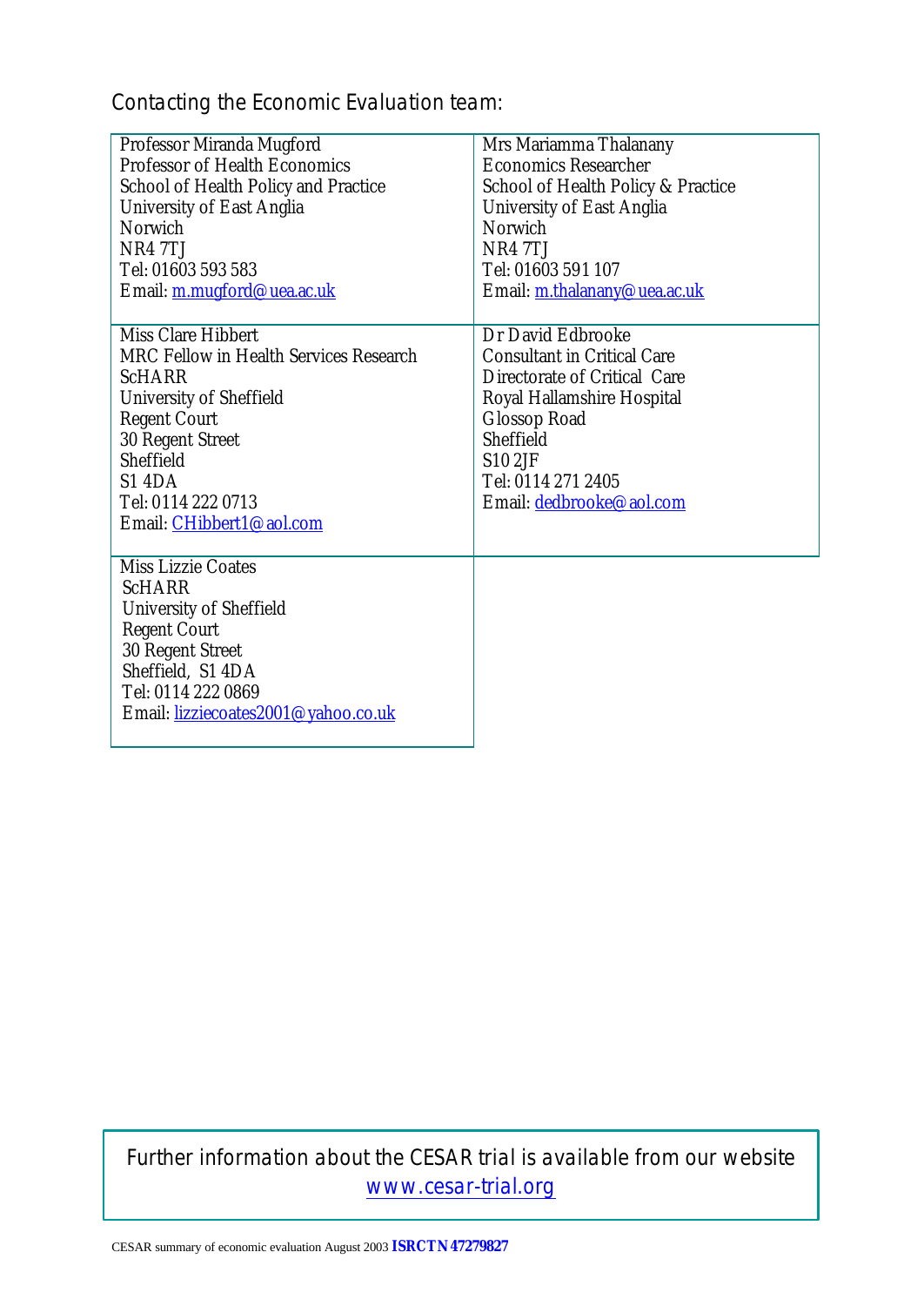## Contacting the Economic Evaluation team:

| | |
|---|---|
| Professor Miranda Mugford<br>Professor of Health Economics<br>School of Health Policy and Practice<br>University of East Anglia<br>Norwich<br>NR4 7TJ<br>Tel: 01603 593 583<br>Email: m.mugford@uea.ac.uk | Mrs Mariamma Thalanany<br>Economics Researcher<br>School of Health Policy & Practice<br>University of East Anglia<br>Norwich<br>NR4 7TJ<br>Tel: 01603 591 107<br>Email: m.thalanany@uea.ac.uk |
| Miss Clare Hibbert<br>MRC Fellow in Health Services Research<br>ScHARR<br>University of Sheffield<br>Regent Court<br>30 Regent Street<br>Sheffield<br>S1 4DA<br>Tel: 0114 222 0713<br>Email: CHibbert1@aol.com | Dr David Edbrooke<br>Consultant in Critical Care<br>Directorate of Critical Care<br>Royal Hallamshire Hospital<br>Glossop Road<br>Sheffield<br>S10 2JF<br>Tel: 0114 271 2405<br>Email: dedbrooke@aol.com |
| Miss Lizzie Coates<br>ScHARR<br>University of Sheffield<br>Regent Court<br>30 Regent Street<br>Sheffield, S1 4DA<br>Tel: 0114 222 0869<br>Email: lizziecoates2001@yahoo.co.uk | |

Further information about the CESAR trial is available from our website
www.cesar-trial.org

CESAR summary of economic evaluation August 2003 **ISRCTN 47279827**